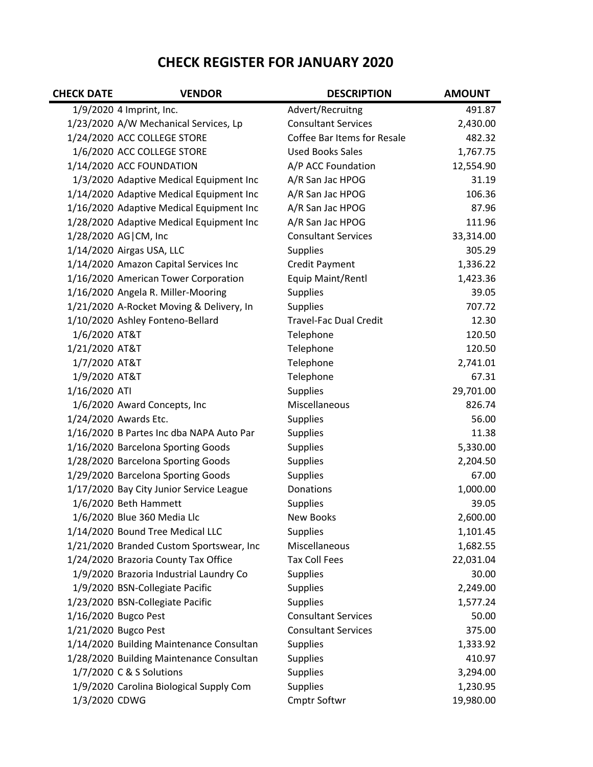# CHECK REGISTER FOR JANUARY 2020

| CHECK DATE | VENDOR | DESCRIPTION | AMOUNT |
|---|---|---|---|
| 1/9/2020 | 4 Imprint, Inc. | Advert/Recruitng | 491.87 |
| 1/23/2020 | A/W Mechanical Services, Lp | Consultant Services | 2,430.00 |
| 1/24/2020 | ACC COLLEGE STORE | Coffee Bar Items for Resale | 482.32 |
| 1/6/2020 | ACC COLLEGE STORE | Used Books Sales | 1,767.75 |
| 1/14/2020 | ACC FOUNDATION | A/P ACC Foundation | 12,554.90 |
| 1/3/2020 | Adaptive Medical Equipment Inc | A/R San Jac HPOG | 31.19 |
| 1/14/2020 | Adaptive Medical Equipment Inc | A/R San Jac HPOG | 106.36 |
| 1/16/2020 | Adaptive Medical Equipment Inc | A/R San Jac HPOG | 87.96 |
| 1/28/2020 | Adaptive Medical Equipment Inc | A/R San Jac HPOG | 111.96 |
| 1/28/2020 | AG\|CM, Inc | Consultant Services | 33,314.00 |
| 1/14/2020 | Airgas USA, LLC | Supplies | 305.29 |
| 1/14/2020 | Amazon Capital Services Inc | Credit Payment | 1,336.22 |
| 1/16/2020 | American Tower Corporation | Equip Maint/Rentl | 1,423.36 |
| 1/16/2020 | Angela R. Miller-Mooring | Supplies | 39.05 |
| 1/21/2020 | A-Rocket Moving & Delivery, In | Supplies | 707.72 |
| 1/10/2020 | Ashley Fonteno-Bellard | Travel-Fac Dual Credit | 12.30 |
| 1/6/2020 | AT&T | Telephone | 120.50 |
| 1/21/2020 | AT&T | Telephone | 120.50 |
| 1/7/2020 | AT&T | Telephone | 2,741.01 |
| 1/9/2020 | AT&T | Telephone | 67.31 |
| 1/16/2020 | ATI | Supplies | 29,701.00 |
| 1/6/2020 | Award Concepts, Inc | Miscellaneous | 826.74 |
| 1/24/2020 | Awards Etc. | Supplies | 56.00 |
| 1/16/2020 | B Partes Inc dba NAPA Auto Par | Supplies | 11.38 |
| 1/16/2020 | Barcelona Sporting Goods | Supplies | 5,330.00 |
| 1/28/2020 | Barcelona Sporting Goods | Supplies | 2,204.50 |
| 1/29/2020 | Barcelona Sporting Goods | Supplies | 67.00 |
| 1/17/2020 | Bay City Junior Service League | Donations | 1,000.00 |
| 1/6/2020 | Beth Hammett | Supplies | 39.05 |
| 1/6/2020 | Blue 360 Media Llc | New Books | 2,600.00 |
| 1/14/2020 | Bound Tree Medical LLC | Supplies | 1,101.45 |
| 1/21/2020 | Branded Custom Sportswear, Inc | Miscellaneous | 1,682.55 |
| 1/24/2020 | Brazoria County Tax Office | Tax Coll Fees | 22,031.04 |
| 1/9/2020 | Brazoria Industrial Laundry Co | Supplies | 30.00 |
| 1/9/2020 | BSN-Collegiate Pacific | Supplies | 2,249.00 |
| 1/23/2020 | BSN-Collegiate Pacific | Supplies | 1,577.24 |
| 1/16/2020 | Bugco Pest | Consultant Services | 50.00 |
| 1/21/2020 | Bugco Pest | Consultant Services | 375.00 |
| 1/14/2020 | Building Maintenance Consultan | Supplies | 1,333.92 |
| 1/28/2020 | Building Maintenance Consultan | Supplies | 410.97 |
| 1/7/2020 | C & S Solutions | Supplies | 3,294.00 |
| 1/9/2020 | Carolina Biological Supply Com | Supplies | 1,230.95 |
| 1/3/2020 | CDWG | Cmptr Softwr | 19,980.00 |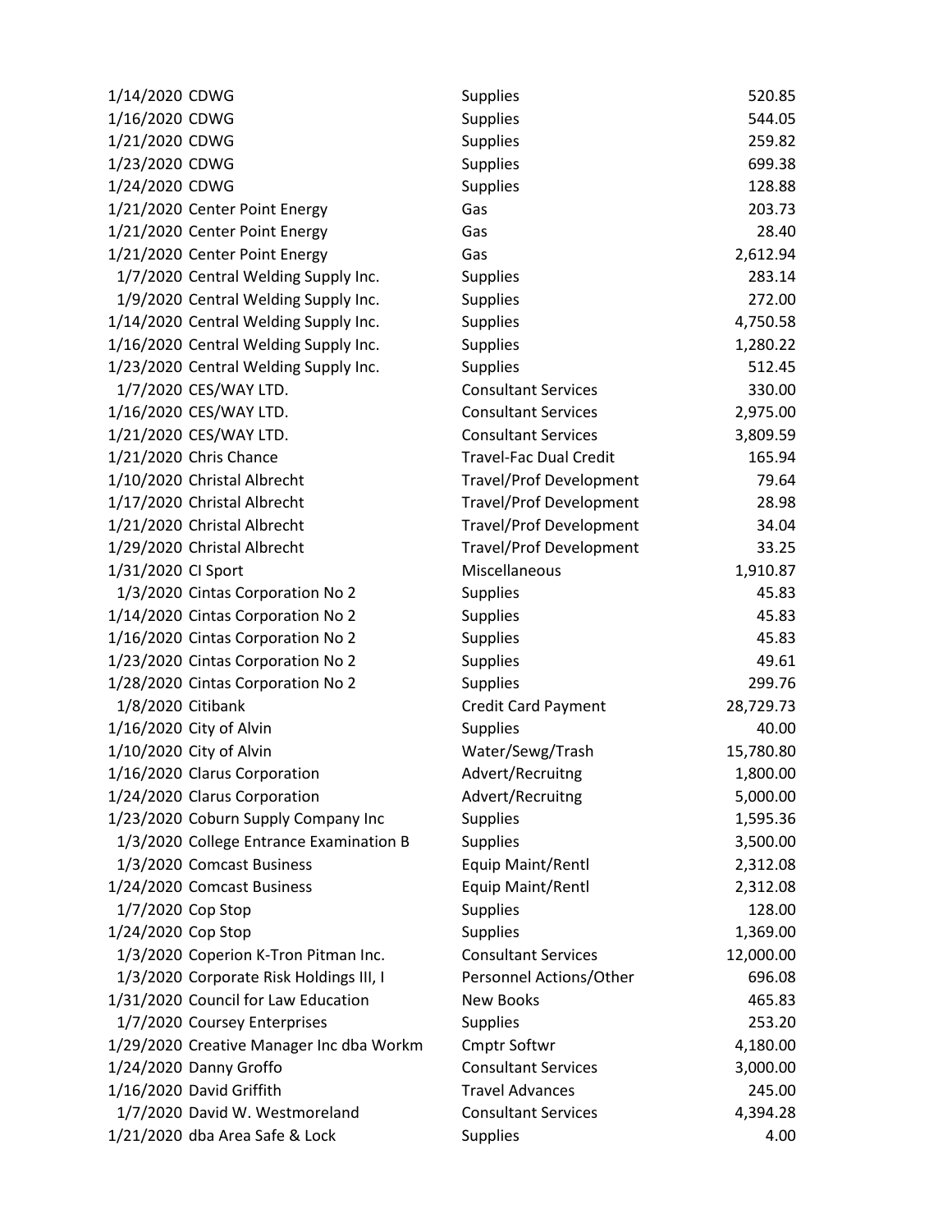| | | | |
|---|---|---|---|
| 1/14/2020 | CDWG | Supplies | 520.85 |
| 1/16/2020 | CDWG | Supplies | 544.05 |
| 1/21/2020 | CDWG | Supplies | 259.82 |
| 1/23/2020 | CDWG | Supplies | 699.38 |
| 1/24/2020 | CDWG | Supplies | 128.88 |
| 1/21/2020 | Center Point Energy | Gas | 203.73 |
| 1/21/2020 | Center Point Energy | Gas | 28.40 |
| 1/21/2020 | Center Point Energy | Gas | 2,612.94 |
| 1/7/2020 | Central Welding Supply Inc. | Supplies | 283.14 |
| 1/9/2020 | Central Welding Supply Inc. | Supplies | 272.00 |
| 1/14/2020 | Central Welding Supply Inc. | Supplies | 4,750.58 |
| 1/16/2020 | Central Welding Supply Inc. | Supplies | 1,280.22 |
| 1/23/2020 | Central Welding Supply Inc. | Supplies | 512.45 |
| 1/7/2020 | CES/WAY LTD. | Consultant Services | 330.00 |
| 1/16/2020 | CES/WAY LTD. | Consultant Services | 2,975.00 |
| 1/21/2020 | CES/WAY LTD. | Consultant Services | 3,809.59 |
| 1/21/2020 | Chris Chance | Travel-Fac Dual Credit | 165.94 |
| 1/10/2020 | Christal Albrecht | Travel/Prof Development | 79.64 |
| 1/17/2020 | Christal Albrecht | Travel/Prof Development | 28.98 |
| 1/21/2020 | Christal Albrecht | Travel/Prof Development | 34.04 |
| 1/29/2020 | Christal Albrecht | Travel/Prof Development | 33.25 |
| 1/31/2020 | CI Sport | Miscellaneous | 1,910.87 |
| 1/3/2020 | Cintas Corporation No 2 | Supplies | 45.83 |
| 1/14/2020 | Cintas Corporation No 2 | Supplies | 45.83 |
| 1/16/2020 | Cintas Corporation No 2 | Supplies | 45.83 |
| 1/23/2020 | Cintas Corporation No 2 | Supplies | 49.61 |
| 1/28/2020 | Cintas Corporation No 2 | Supplies | 299.76 |
| 1/8/2020 | Citibank | Credit Card Payment | 28,729.73 |
| 1/16/2020 | City of Alvin | Supplies | 40.00 |
| 1/10/2020 | City of Alvin | Water/Sewg/Trash | 15,780.80 |
| 1/16/2020 | Clarus Corporation | Advert/Recruitng | 1,800.00 |
| 1/24/2020 | Clarus Corporation | Advert/Recruitng | 5,000.00 |
| 1/23/2020 | Coburn Supply Company Inc | Supplies | 1,595.36 |
| 1/3/2020 | College Entrance Examination B | Supplies | 3,500.00 |
| 1/3/2020 | Comcast Business | Equip Maint/Rentl | 2,312.08 |
| 1/24/2020 | Comcast Business | Equip Maint/Rentl | 2,312.08 |
| 1/7/2020 | Cop Stop | Supplies | 128.00 |
| 1/24/2020 | Cop Stop | Supplies | 1,369.00 |
| 1/3/2020 | Coperion K-Tron Pitman Inc. | Consultant Services | 12,000.00 |
| 1/3/2020 | Corporate Risk Holdings III, I | Personnel Actions/Other | 696.08 |
| 1/31/2020 | Council for Law Education | New Books | 465.83 |
| 1/7/2020 | Coursey Enterprises | Supplies | 253.20 |
| 1/29/2020 | Creative Manager Inc dba Workm | Cmptr Softwr | 4,180.00 |
| 1/24/2020 | Danny Groffo | Consultant Services | 3,000.00 |
| 1/16/2020 | David Griffith | Travel Advances | 245.00 |
| 1/7/2020 | David W. Westmoreland | Consultant Services | 4,394.28 |
| 1/21/2020 | dba Area Safe & Lock | Supplies | 4.00 |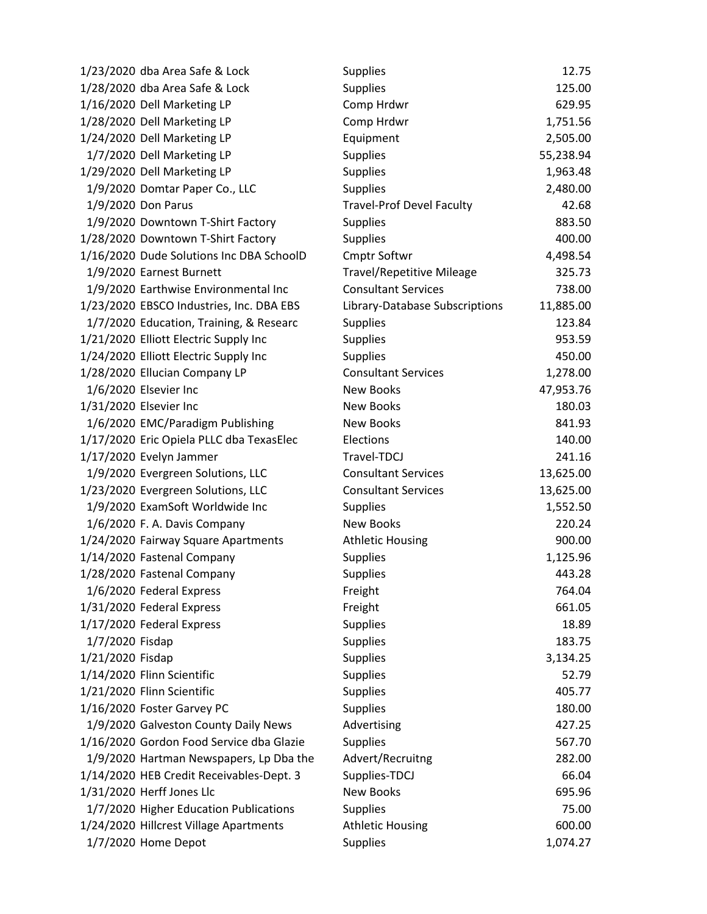| | | | |
|---|---|---|---|
| 1/23/2020 | dba Area Safe & Lock | Supplies | 12.75 |
| 1/28/2020 | dba Area Safe & Lock | Supplies | 125.00 |
| 1/16/2020 | Dell Marketing LP | Comp Hrdwr | 629.95 |
| 1/28/2020 | Dell Marketing LP | Comp Hrdwr | 1,751.56 |
| 1/24/2020 | Dell Marketing LP | Equipment | 2,505.00 |
| 1/7/2020 | Dell Marketing LP | Supplies | 55,238.94 |
| 1/29/2020 | Dell Marketing LP | Supplies | 1,963.48 |
| 1/9/2020 | Domtar Paper Co., LLC | Supplies | 2,480.00 |
| 1/9/2020 | Don Parus | Travel-Prof Devel Faculty | 42.68 |
| 1/9/2020 | Downtown T-Shirt Factory | Supplies | 883.50 |
| 1/28/2020 | Downtown T-Shirt Factory | Supplies | 400.00 |
| 1/16/2020 | Dude Solutions Inc DBA SchoolD | Cmptr Softwr | 4,498.54 |
| 1/9/2020 | Earnest Burnett | Travel/Repetitive Mileage | 325.73 |
| 1/9/2020 | Earthwise Environmental Inc | Consultant Services | 738.00 |
| 1/23/2020 | EBSCO Industries, Inc. DBA EBS | Library-Database Subscriptions | 11,885.00 |
| 1/7/2020 | Education, Training, & Researc | Supplies | 123.84 |
| 1/21/2020 | Elliott Electric Supply Inc | Supplies | 953.59 |
| 1/24/2020 | Elliott Electric Supply Inc | Supplies | 450.00 |
| 1/28/2020 | Ellucian Company LP | Consultant Services | 1,278.00 |
| 1/6/2020 | Elsevier Inc | New Books | 47,953.76 |
| 1/31/2020 | Elsevier Inc | New Books | 180.03 |
| 1/6/2020 | EMC/Paradigm Publishing | New Books | 841.93 |
| 1/17/2020 | Eric Opiela PLLC dba TexasElec | Elections | 140.00 |
| 1/17/2020 | Evelyn Jammer | Travel-TDCJ | 241.16 |
| 1/9/2020 | Evergreen Solutions, LLC | Consultant Services | 13,625.00 |
| 1/23/2020 | Evergreen Solutions, LLC | Consultant Services | 13,625.00 |
| 1/9/2020 | ExamSoft Worldwide Inc | Supplies | 1,552.50 |
| 1/6/2020 | F. A. Davis Company | New Books | 220.24 |
| 1/24/2020 | Fairway Square Apartments | Athletic Housing | 900.00 |
| 1/14/2020 | Fastenal Company | Supplies | 1,125.96 |
| 1/28/2020 | Fastenal Company | Supplies | 443.28 |
| 1/6/2020 | Federal Express | Freight | 764.04 |
| 1/31/2020 | Federal Express | Freight | 661.05 |
| 1/17/2020 | Federal Express | Supplies | 18.89 |
| 1/7/2020 | Fisdap | Supplies | 183.75 |
| 1/21/2020 | Fisdap | Supplies | 3,134.25 |
| 1/14/2020 | Flinn Scientific | Supplies | 52.79 |
| 1/21/2020 | Flinn Scientific | Supplies | 405.77 |
| 1/16/2020 | Foster Garvey PC | Supplies | 180.00 |
| 1/9/2020 | Galveston County Daily News | Advertising | 427.25 |
| 1/16/2020 | Gordon Food Service dba Glazie | Supplies | 567.70 |
| 1/9/2020 | Hartman Newspapers, Lp Dba the | Advert/Recruitng | 282.00 |
| 1/14/2020 | HEB Credit Receivables-Dept. 3 | Supplies-TDCJ | 66.04 |
| 1/31/2020 | Herff Jones Llc | New Books | 695.96 |
| 1/7/2020 | Higher Education Publications | Supplies | 75.00 |
| 1/24/2020 | Hillcrest Village Apartments | Athletic Housing | 600.00 |
| 1/7/2020 | Home Depot | Supplies | 1,074.27 |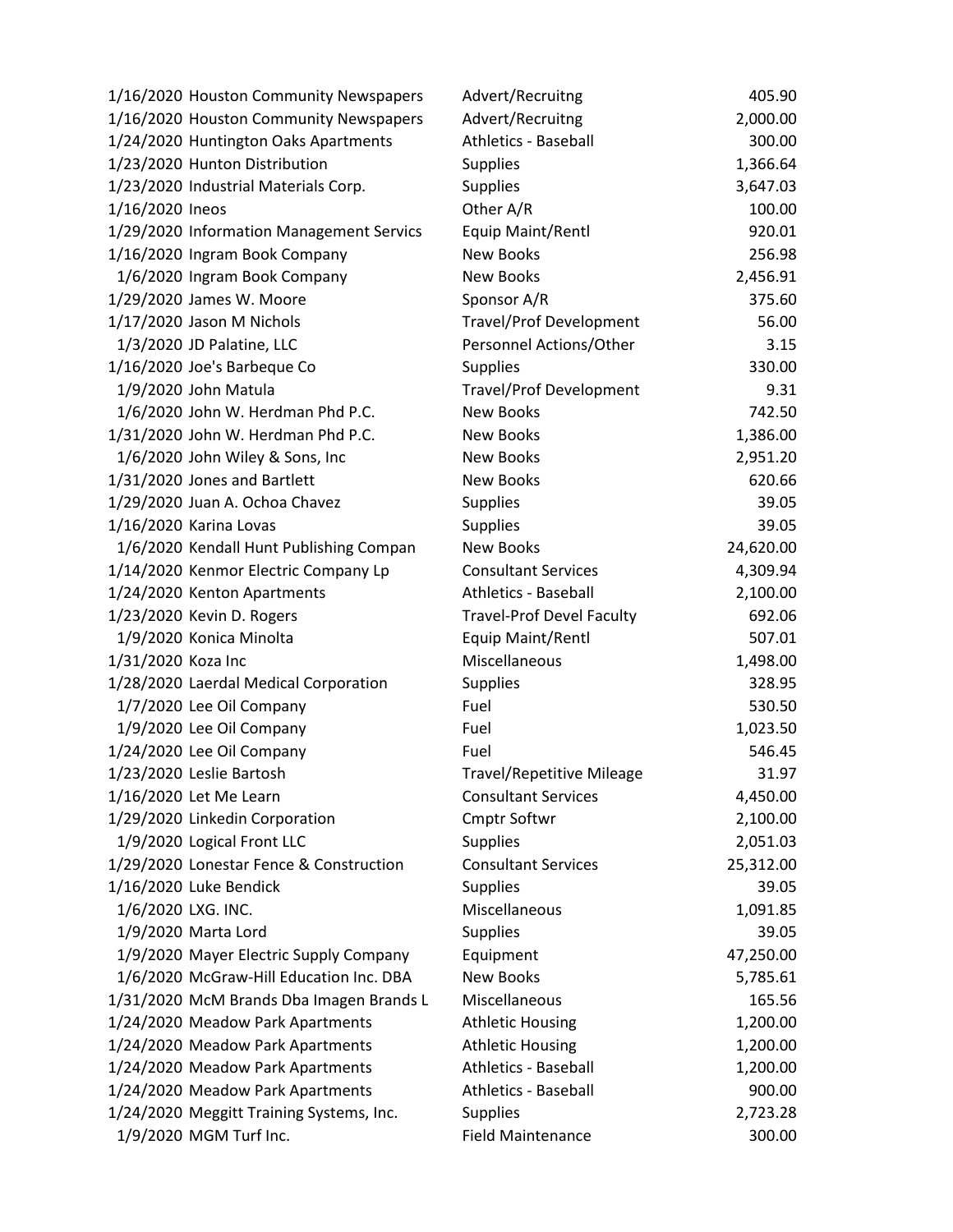| Date | Vendor | Category | Amount |
|---|---|---|---|
| 1/16/2020 | Houston Community Newspapers | Advert/Recruitng | 405.90 |
| 1/16/2020 | Houston Community Newspapers | Advert/Recruitng | 2,000.00 |
| 1/24/2020 | Huntington Oaks Apartments | Athletics - Baseball | 300.00 |
| 1/23/2020 | Hunton Distribution | Supplies | 1,366.64 |
| 1/23/2020 | Industrial Materials Corp. | Supplies | 3,647.03 |
| 1/16/2020 | Ineos | Other A/R | 100.00 |
| 1/29/2020 | Information Management Servics | Equip Maint/Rentl | 920.01 |
| 1/16/2020 | Ingram Book Company | New Books | 256.98 |
| 1/6/2020 | Ingram Book Company | New Books | 2,456.91 |
| 1/29/2020 | James W. Moore | Sponsor A/R | 375.60 |
| 1/17/2020 | Jason M Nichols | Travel/Prof Development | 56.00 |
| 1/3/2020 | JD Palatine, LLC | Personnel Actions/Other | 3.15 |
| 1/16/2020 | Joe's Barbeque Co | Supplies | 330.00 |
| 1/9/2020 | John Matula | Travel/Prof Development | 9.31 |
| 1/6/2020 | John W. Herdman Phd P.C. | New Books | 742.50 |
| 1/31/2020 | John W. Herdman Phd P.C. | New Books | 1,386.00 |
| 1/6/2020 | John Wiley & Sons, Inc | New Books | 2,951.20 |
| 1/31/2020 | Jones and Bartlett | New Books | 620.66 |
| 1/29/2020 | Juan A. Ochoa Chavez | Supplies | 39.05 |
| 1/16/2020 | Karina Lovas | Supplies | 39.05 |
| 1/6/2020 | Kendall Hunt Publishing Compan | New Books | 24,620.00 |
| 1/14/2020 | Kenmor Electric Company Lp | Consultant Services | 4,309.94 |
| 1/24/2020 | Kenton Apartments | Athletics - Baseball | 2,100.00 |
| 1/23/2020 | Kevin D. Rogers | Travel-Prof Devel Faculty | 692.06 |
| 1/9/2020 | Konica Minolta | Equip Maint/Rentl | 507.01 |
| 1/31/2020 | Koza Inc | Miscellaneous | 1,498.00 |
| 1/28/2020 | Laerdal Medical Corporation | Supplies | 328.95 |
| 1/7/2020 | Lee Oil Company | Fuel | 530.50 |
| 1/9/2020 | Lee Oil Company | Fuel | 1,023.50 |
| 1/24/2020 | Lee Oil Company | Fuel | 546.45 |
| 1/23/2020 | Leslie Bartosh | Travel/Repetitive Mileage | 31.97 |
| 1/16/2020 | Let Me Learn | Consultant Services | 4,450.00 |
| 1/29/2020 | Linkedin Corporation | Cmptr Softwr | 2,100.00 |
| 1/9/2020 | Logical Front LLC | Supplies | 2,051.03 |
| 1/29/2020 | Lonestar Fence & Construction | Consultant Services | 25,312.00 |
| 1/16/2020 | Luke Bendick | Supplies | 39.05 |
| 1/6/2020 | LXG. INC. | Miscellaneous | 1,091.85 |
| 1/9/2020 | Marta Lord | Supplies | 39.05 |
| 1/9/2020 | Mayer Electric Supply Company | Equipment | 47,250.00 |
| 1/6/2020 | McGraw-Hill Education Inc. DBA | New Books | 5,785.61 |
| 1/31/2020 | McM Brands Dba Imagen Brands L | Miscellaneous | 165.56 |
| 1/24/2020 | Meadow Park Apartments | Athletic Housing | 1,200.00 |
| 1/24/2020 | Meadow Park Apartments | Athletic Housing | 1,200.00 |
| 1/24/2020 | Meadow Park Apartments | Athletics - Baseball | 1,200.00 |
| 1/24/2020 | Meadow Park Apartments | Athletics - Baseball | 900.00 |
| 1/24/2020 | Meggitt Training Systems, Inc. | Supplies | 2,723.28 |
| 1/9/2020 | MGM Turf Inc. | Field Maintenance | 300.00 |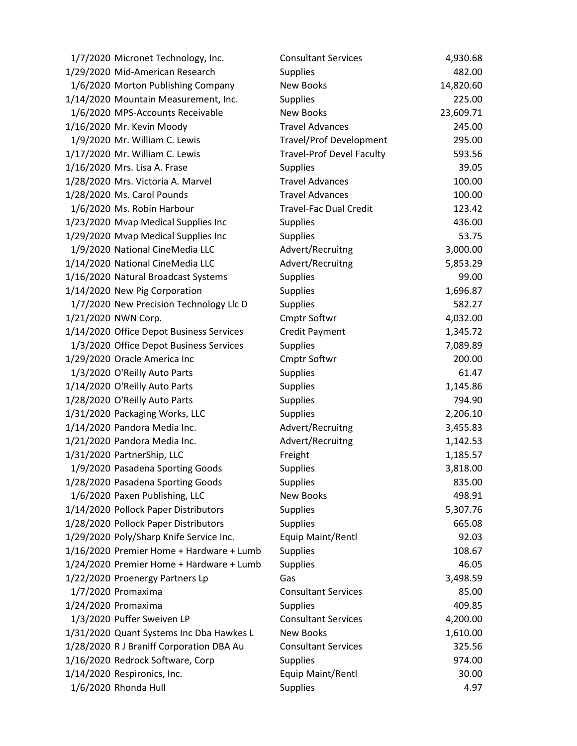| | | | |
|---|---|---|---|
| 1/7/2020 | Micronet Technology, Inc. | Consultant Services | 4,930.68 |
| 1/29/2020 | Mid-American Research | Supplies | 482.00 |
| 1/6/2020 | Morton Publishing Company | New Books | 14,820.60 |
| 1/14/2020 | Mountain Measurement, Inc. | Supplies | 225.00 |
| 1/6/2020 | MPS-Accounts Receivable | New Books | 23,609.71 |
| 1/16/2020 | Mr. Kevin Moody | Travel Advances | 245.00 |
| 1/9/2020 | Mr. William C. Lewis | Travel/Prof Development | 295.00 |
| 1/17/2020 | Mr. William C. Lewis | Travel-Prof Devel Faculty | 593.56 |
| 1/16/2020 | Mrs. Lisa A. Frase | Supplies | 39.05 |
| 1/28/2020 | Mrs. Victoria A. Marvel | Travel Advances | 100.00 |
| 1/28/2020 | Ms. Carol Pounds | Travel Advances | 100.00 |
| 1/6/2020 | Ms. Robin Harbour | Travel-Fac Dual Credit | 123.42 |
| 1/23/2020 | Mvap Medical Supplies Inc | Supplies | 436.00 |
| 1/29/2020 | Mvap Medical Supplies Inc | Supplies | 53.75 |
| 1/9/2020 | National CineMedia LLC | Advert/Recruitng | 3,000.00 |
| 1/14/2020 | National CineMedia LLC | Advert/Recruitng | 5,853.29 |
| 1/16/2020 | Natural Broadcast Systems | Supplies | 99.00 |
| 1/14/2020 | New Pig Corporation | Supplies | 1,696.87 |
| 1/7/2020 | New Precision Technology Llc D | Supplies | 582.27 |
| 1/21/2020 | NWN Corp. | Cmptr Softwr | 4,032.00 |
| 1/14/2020 | Office Depot Business Services | Credit Payment | 1,345.72 |
| 1/3/2020 | Office Depot Business Services | Supplies | 7,089.89 |
| 1/29/2020 | Oracle America Inc | Cmptr Softwr | 200.00 |
| 1/3/2020 | O'Reilly Auto Parts | Supplies | 61.47 |
| 1/14/2020 | O'Reilly Auto Parts | Supplies | 1,145.86 |
| 1/28/2020 | O'Reilly Auto Parts | Supplies | 794.90 |
| 1/31/2020 | Packaging Works, LLC | Supplies | 2,206.10 |
| 1/14/2020 | Pandora Media Inc. | Advert/Recruitng | 3,455.83 |
| 1/21/2020 | Pandora Media Inc. | Advert/Recruitng | 1,142.53 |
| 1/31/2020 | PartnerShip, LLC | Freight | 1,185.57 |
| 1/9/2020 | Pasadena Sporting Goods | Supplies | 3,818.00 |
| 1/28/2020 | Pasadena Sporting Goods | Supplies | 835.00 |
| 1/6/2020 | Paxen Publishing, LLC | New Books | 498.91 |
| 1/14/2020 | Pollock Paper Distributors | Supplies | 5,307.76 |
| 1/28/2020 | Pollock Paper Distributors | Supplies | 665.08 |
| 1/29/2020 | Poly/Sharp Knife Service Inc. | Equip Maint/Rentl | 92.03 |
| 1/16/2020 | Premier Home + Hardware + Lumb | Supplies | 108.67 |
| 1/24/2020 | Premier Home + Hardware + Lumb | Supplies | 46.05 |
| 1/22/2020 | Proenergy Partners Lp | Gas | 3,498.59 |
| 1/7/2020 | Promaxima | Consultant Services | 85.00 |
| 1/24/2020 | Promaxima | Supplies | 409.85 |
| 1/3/2020 | Puffer Sweiven LP | Consultant Services | 4,200.00 |
| 1/31/2020 | Quant Systems Inc Dba Hawkes L | New Books | 1,610.00 |
| 1/28/2020 | R J Braniff Corporation DBA Au | Consultant Services | 325.56 |
| 1/16/2020 | Redrock Software, Corp | Supplies | 974.00 |
| 1/14/2020 | Respironics, Inc. | Equip Maint/Rentl | 30.00 |
| 1/6/2020 | Rhonda Hull | Supplies | 4.97 |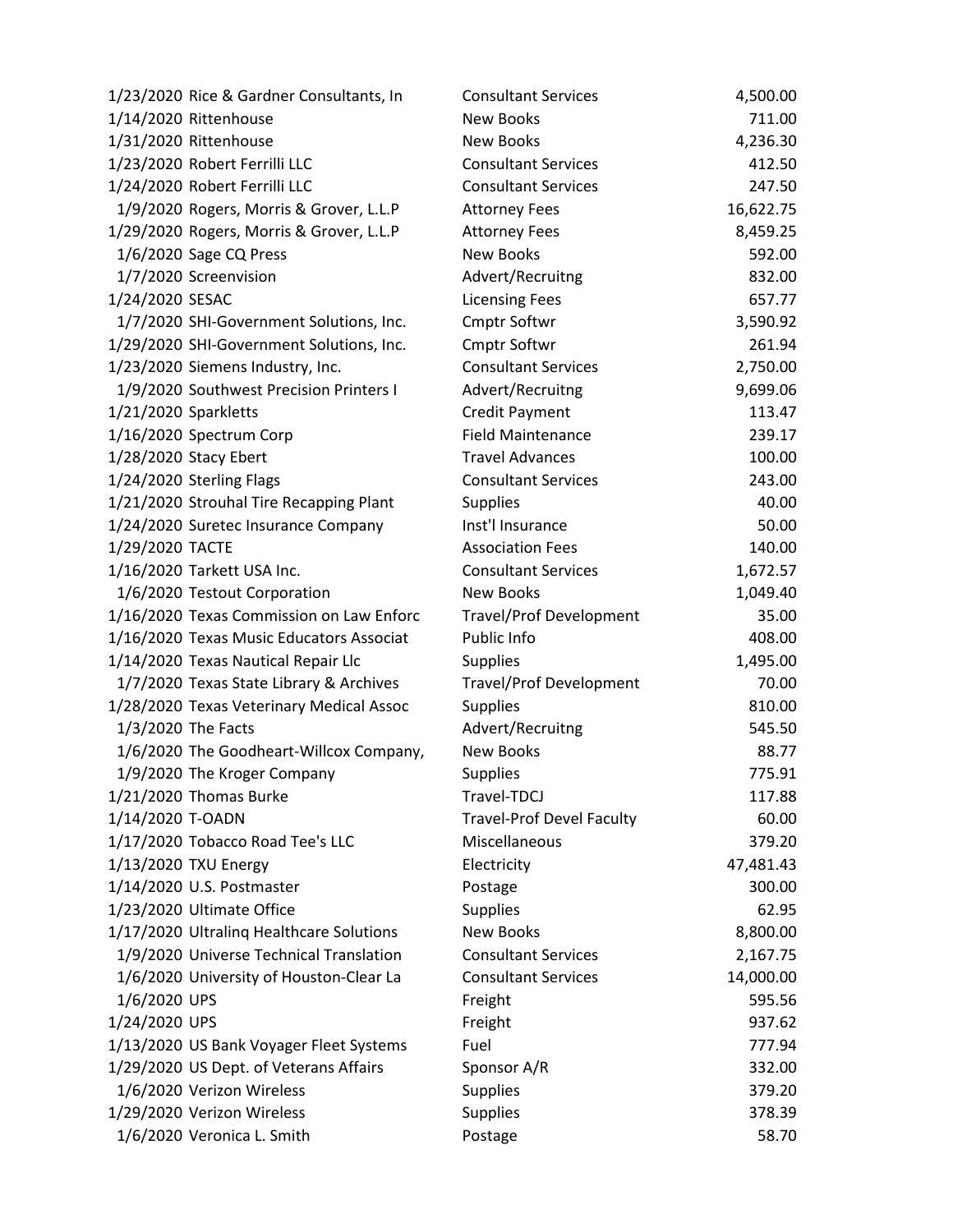| Date | Vendor | Description | Amount |
|---|---|---|---|
| 1/23/2020 | Rice & Gardner Consultants, In | Consultant Services | 4,500.00 |
| 1/14/2020 | Rittenhouse | New Books | 711.00 |
| 1/31/2020 | Rittenhouse | New Books | 4,236.30 |
| 1/23/2020 | Robert Ferrilli LLC | Consultant Services | 412.50 |
| 1/24/2020 | Robert Ferrilli LLC | Consultant Services | 247.50 |
| 1/9/2020 | Rogers, Morris & Grover, L.L.P | Attorney Fees | 16,622.75 |
| 1/29/2020 | Rogers, Morris & Grover, L.L.P | Attorney Fees | 8,459.25 |
| 1/6/2020 | Sage CQ Press | New Books | 592.00 |
| 1/7/2020 | Screenvision | Advert/Recruitng | 832.00 |
| 1/24/2020 | SESAC | Licensing Fees | 657.77 |
| 1/7/2020 | SHI-Government Solutions, Inc. | Cmptr Softwr | 3,590.92 |
| 1/29/2020 | SHI-Government Solutions, Inc. | Cmptr Softwr | 261.94 |
| 1/23/2020 | Siemens Industry, Inc. | Consultant Services | 2,750.00 |
| 1/9/2020 | Southwest Precision Printers I | Advert/Recruitng | 9,699.06 |
| 1/21/2020 | Sparkletts | Credit Payment | 113.47 |
| 1/16/2020 | Spectrum Corp | Field Maintenance | 239.17 |
| 1/28/2020 | Stacy Ebert | Travel Advances | 100.00 |
| 1/24/2020 | Sterling Flags | Consultant Services | 243.00 |
| 1/21/2020 | Strouhal Tire Recapping Plant | Supplies | 40.00 |
| 1/24/2020 | Suretec Insurance Company | Inst'l Insurance | 50.00 |
| 1/29/2020 | TACTE | Association Fees | 140.00 |
| 1/16/2020 | Tarkett USA Inc. | Consultant Services | 1,672.57 |
| 1/6/2020 | Testout Corporation | New Books | 1,049.40 |
| 1/16/2020 | Texas Commission on Law Enforc | Travel/Prof Development | 35.00 |
| 1/16/2020 | Texas Music Educators Associat | Public Info | 408.00 |
| 1/14/2020 | Texas Nautical Repair Llc | Supplies | 1,495.00 |
| 1/7/2020 | Texas State Library & Archives | Travel/Prof Development | 70.00 |
| 1/28/2020 | Texas Veterinary Medical Assoc | Supplies | 810.00 |
| 1/3/2020 | The Facts | Advert/Recruitng | 545.50 |
| 1/6/2020 | The Goodheart-Willcox Company, | New Books | 88.77 |
| 1/9/2020 | The Kroger Company | Supplies | 775.91 |
| 1/21/2020 | Thomas Burke | Travel-TDCJ | 117.88 |
| 1/14/2020 | T-OADN | Travel-Prof Devel Faculty | 60.00 |
| 1/17/2020 | Tobacco Road Tee's LLC | Miscellaneous | 379.20 |
| 1/13/2020 | TXU Energy | Electricity | 47,481.43 |
| 1/14/2020 | U.S. Postmaster | Postage | 300.00 |
| 1/23/2020 | Ultimate Office | Supplies | 62.95 |
| 1/17/2020 | Ultralinq Healthcare Solutions | New Books | 8,800.00 |
| 1/9/2020 | Universe Technical Translation | Consultant Services | 2,167.75 |
| 1/6/2020 | University of Houston-Clear La | Consultant Services | 14,000.00 |
| 1/6/2020 | UPS | Freight | 595.56 |
| 1/24/2020 | UPS | Freight | 937.62 |
| 1/13/2020 | US Bank Voyager Fleet Systems | Fuel | 777.94 |
| 1/29/2020 | US Dept. of Veterans Affairs | Sponsor A/R | 332.00 |
| 1/6/2020 | Verizon Wireless | Supplies | 379.20 |
| 1/29/2020 | Verizon Wireless | Supplies | 378.39 |
| 1/6/2020 | Veronica L. Smith | Postage | 58.70 |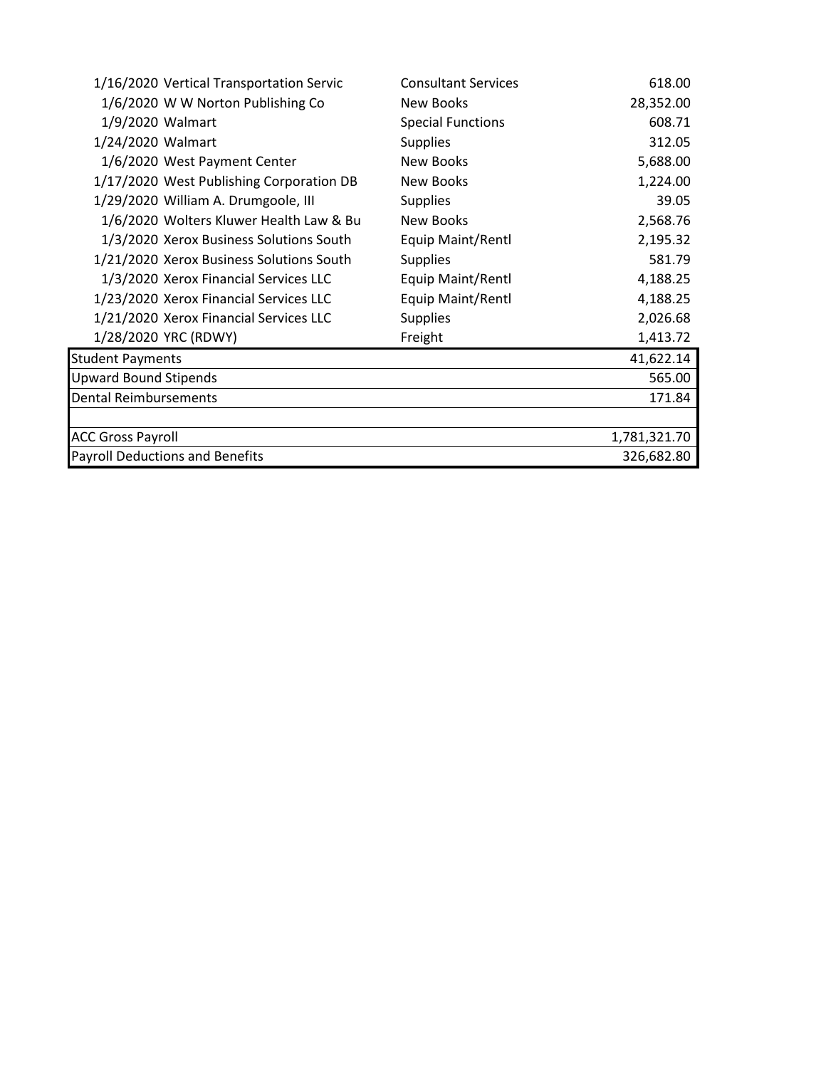| | | | |
|---|---|---|---|
| 1/16/2020 | Vertical Transportation Servic | Consultant Services | 618.00 |
| 1/6/2020 | W W Norton Publishing Co | New Books | 28,352.00 |
| 1/9/2020 | Walmart | Special Functions | 608.71 |
| 1/24/2020 | Walmart | Supplies | 312.05 |
| 1/6/2020 | West Payment Center | New Books | 5,688.00 |
| 1/17/2020 | West Publishing Corporation DB | New Books | 1,224.00 |
| 1/29/2020 | William A. Drumgoole, III | Supplies | 39.05 |
| 1/6/2020 | Wolters Kluwer Health Law & Bu | New Books | 2,568.76 |
| 1/3/2020 | Xerox Business Solutions South | Equip Maint/Rentl | 2,195.32 |
| 1/21/2020 | Xerox Business Solutions South | Supplies | 581.79 |
| 1/3/2020 | Xerox Financial Services LLC | Equip Maint/Rentl | 4,188.25 |
| 1/23/2020 | Xerox Financial Services LLC | Equip Maint/Rentl | 4,188.25 |
| 1/21/2020 | Xerox Financial Services LLC | Supplies | 2,026.68 |
| 1/28/2020 | YRC (RDWY) | Freight | 1,413.72 |

| | |
|---|---|
| Student Payments | 41,622.14 |
| Upward Bound Stipends | 565.00 |
| Dental Reimbursements | 171.84 |
| | |
| ACC Gross Payroll | 1,781,321.70 |
| Payroll Deductions and Benefits | 326,682.80 |